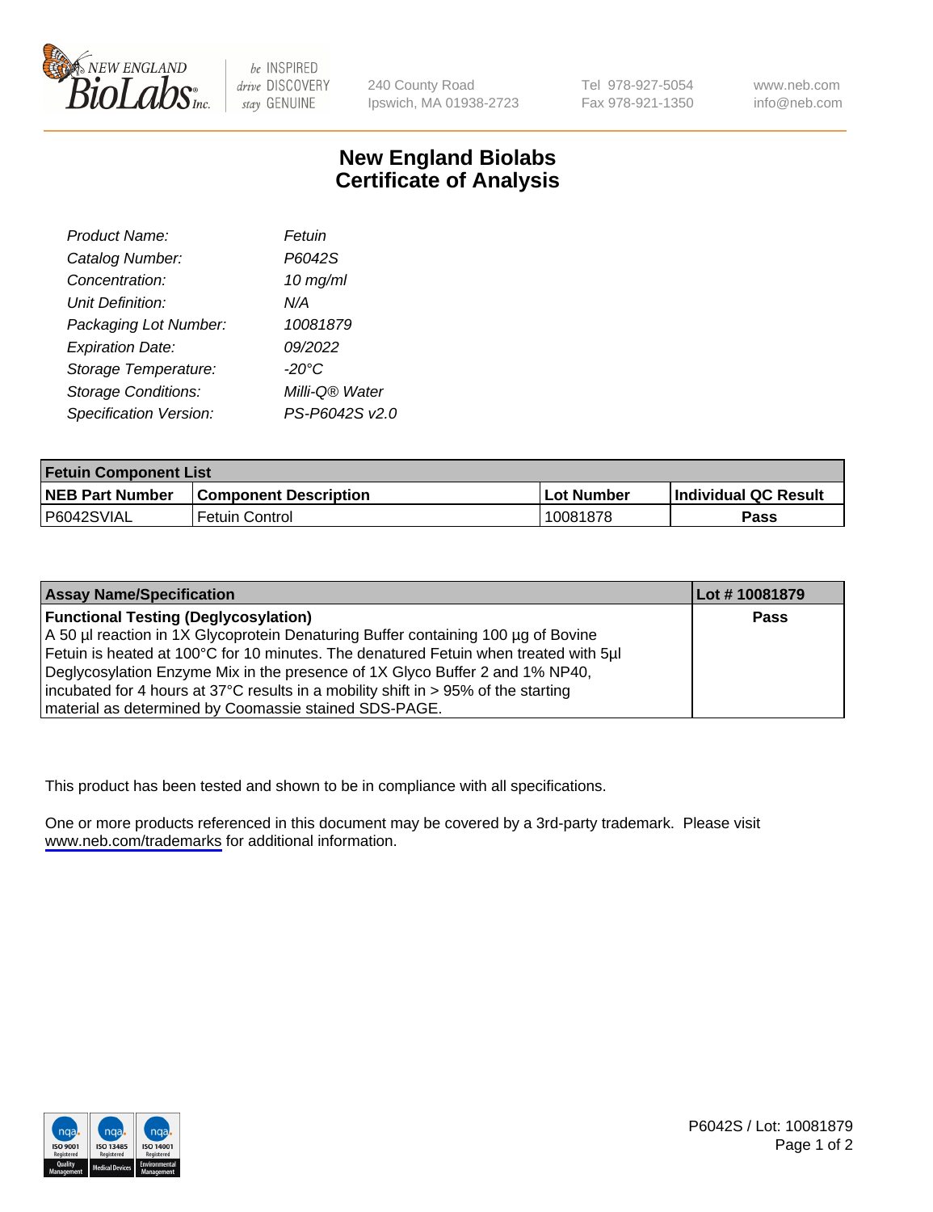240 County Road
Ipswich, MA 01938-2723

Tel 978-927-5054
Fax 978-921-1350

www.neb.com
info@neb.com

# New England Biolabs Certificate of Analysis

| | |
|---|---|
| *Product Name:* | *Fetuin* |
| *Catalog Number:* | *P6042S* |
| *Concentration:* | *10 mg/ml* |
| *Unit Definition:* | *N/A* |
| *Packaging Lot Number:* | *10081879* |
| *Expiration Date:* | *09/2022* |
| *Storage Temperature:* | *-20°C* |
| *Storage Conditions:* | *Milli-Q® Water* |
| *Specification Version:* | *PS-P6042S v2.0* |

| **Fetuin Component List** | | | |
|---|---|---|---|
| **NEB Part Number** | **Component Description** | **Lot Number** | **Individual QC Result** |
| P6042SVIAL | Fetuin Control | 10081878 | **Pass** |

| **Assay Name/Specification** | **Lot # 10081879** |
|---|---|
| **Functional Testing (Deglycosylation)** A 50 µl reaction in 1X Glycoprotein Denaturing Buffer containing 100 µg of Bovine Fetuin is heated at 100°C for 10 minutes. The denatured Fetuin when treated with 5µl Deglycosylation Enzyme Mix in the presence of 1X Glyco Buffer 2 and 1% NP40, incubated for 4 hours at 37°C results in a mobility shift in > 95% of the starting material as determined by Coomassie stained SDS-PAGE. | **Pass** |

This product has been tested and shown to be in compliance with all specifications.

One or more products referenced in this document may be covered by a 3rd-party trademark. Please visit www.neb.com/trademarks for additional information.

P6042S / Lot: 10081879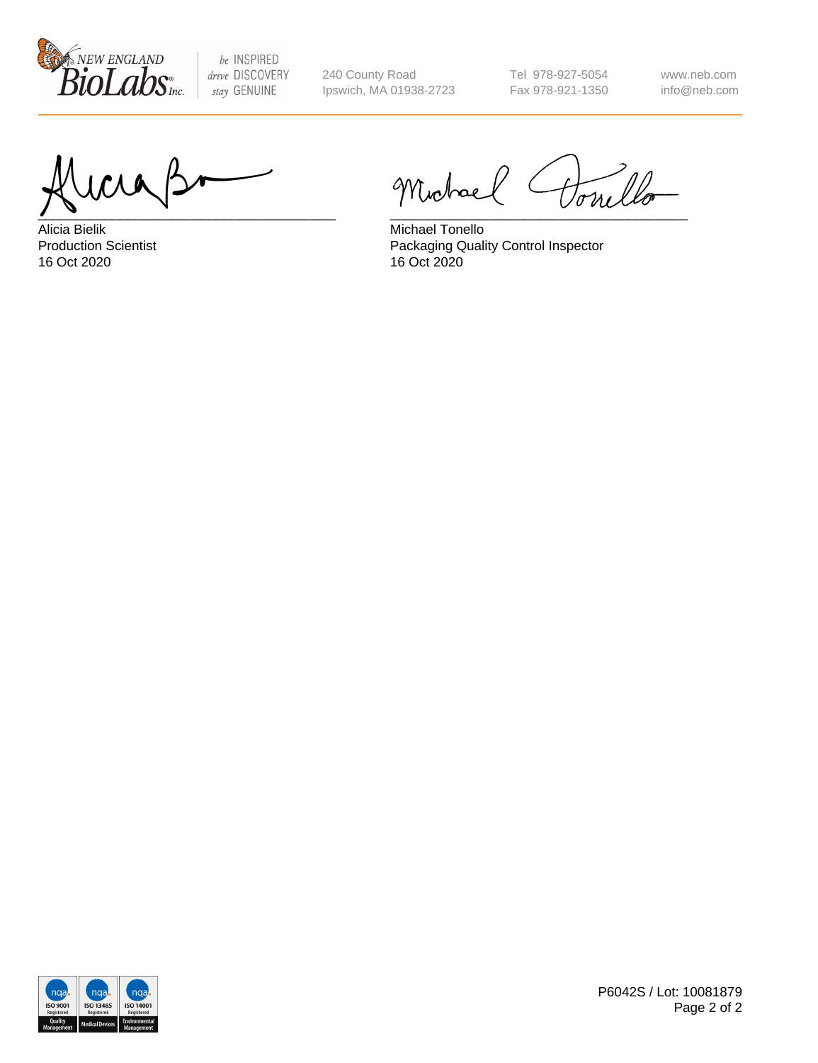Alicia Bielik
Production Scientist
16 Oct 2020

Michael Tonello
Packaging Quality Control Inspector
16 Oct 2020

P6042S / Lot: 10081879